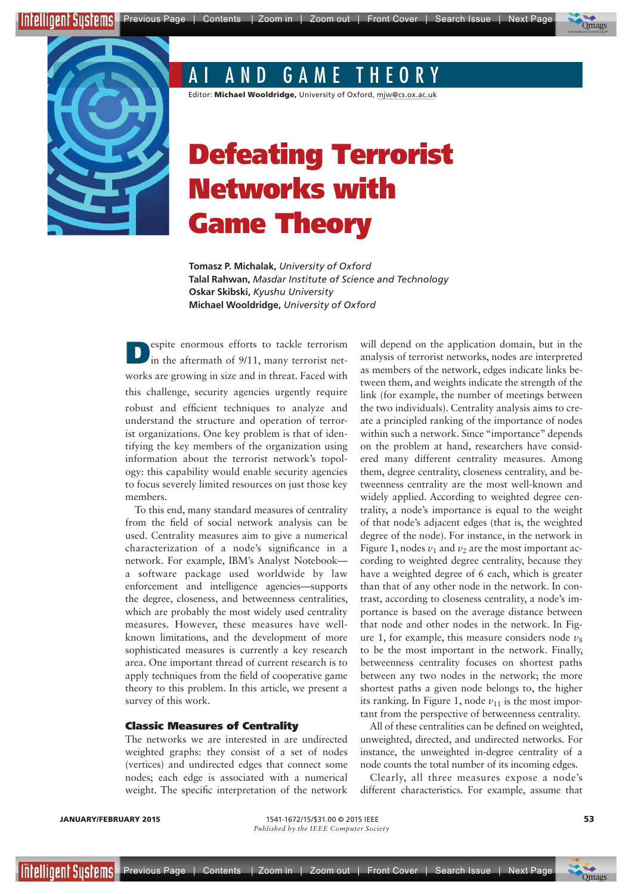# AI AND GAME THEORY

Editor: **Michael Wooldridge,** University of Oxford, mjw@cs.ox.ac.uk

# Defeating Terrorist Networks with Game Theory

**Tomasz P. Michalak,** *University of Oxford*
**Talal Rahwan,** *Masdar Institute of Science and Technology*
**Oskar Skibski,** *Kyushu University*
**Michael Wooldridge,** *University of Oxford*

Despite enormous efforts to tackle terrorism in the aftermath of 9/11, many terrorist networks are growing in size and in threat. Faced with this challenge, security agencies urgently require robust and efficient techniques to analyze and understand the structure and operation of terrorist organizations. One key problem is that of identifying the key members of the organization using information about the terrorist network's topology: this capability would enable security agencies to focus severely limited resources on just those key members.

To this end, many standard measures of centrality from the field of social network analysis can be used. Centrality measures aim to give a numerical characterization of a node's significance in a network. For example, IBM's Analyst Notebook—a software package used worldwide by law enforcement and intelligence agencies—supports the degree, closeness, and betweenness centralities, which are probably the most widely used centrality measures. However, these measures have well-known limitations, and the development of more sophisticated measures is currently a key research area. One important thread of current research is to apply techniques from the field of cooperative game theory to this problem. In this article, we present a survey of this work.

## Classic Measures of Centrality

The networks we are interested in are undirected weighted graphs: they consist of a set of nodes (vertices) and undirected edges that connect some nodes; each edge is associated with a numerical weight. The specific interpretation of the network will depend on the application domain, but in the analysis of terrorist networks, nodes are interpreted as members of the network, edges indicate links between them, and weights indicate the strength of the link (for example, the number of meetings between the two individuals). Centrality analysis aims to create a principled ranking of the importance of nodes within such a network. Since "importance" depends on the problem at hand, researchers have considered many different centrality measures. Among them, degree centrality, closeness centrality, and betweenness centrality are the most well-known and widely applied. According to weighted degree centrality, a node's importance is equal to the weight of that node's adjacent edges (that is, the weighted degree of the node). For instance, in the network in Figure 1, nodes $v_1$ and $v_2$ are the most important according to weighted degree centrality, because they have a weighted degree of 6 each, which is greater than that of any other node in the network. In contrast, according to closeness centrality, a node's importance is based on the average distance between that node and other nodes in the network. In Figure 1, for example, this measure considers node $v_8$ to be the most important in the network. Finally, betweenness centrality focuses on shortest paths between any two nodes in the network; the more shortest paths a given node belongs to, the higher its ranking. In Figure 1, node $v_{11}$ is the most important from the perspective of betweenness centrality.

All of these centralities can be defined on weighted, unweighted, directed, and undirected networks. For instance, the unweighted in-degree centrality of a node counts the total number of its incoming edges.

Clearly, all three measures expose a node's different characteristics. For example, assume that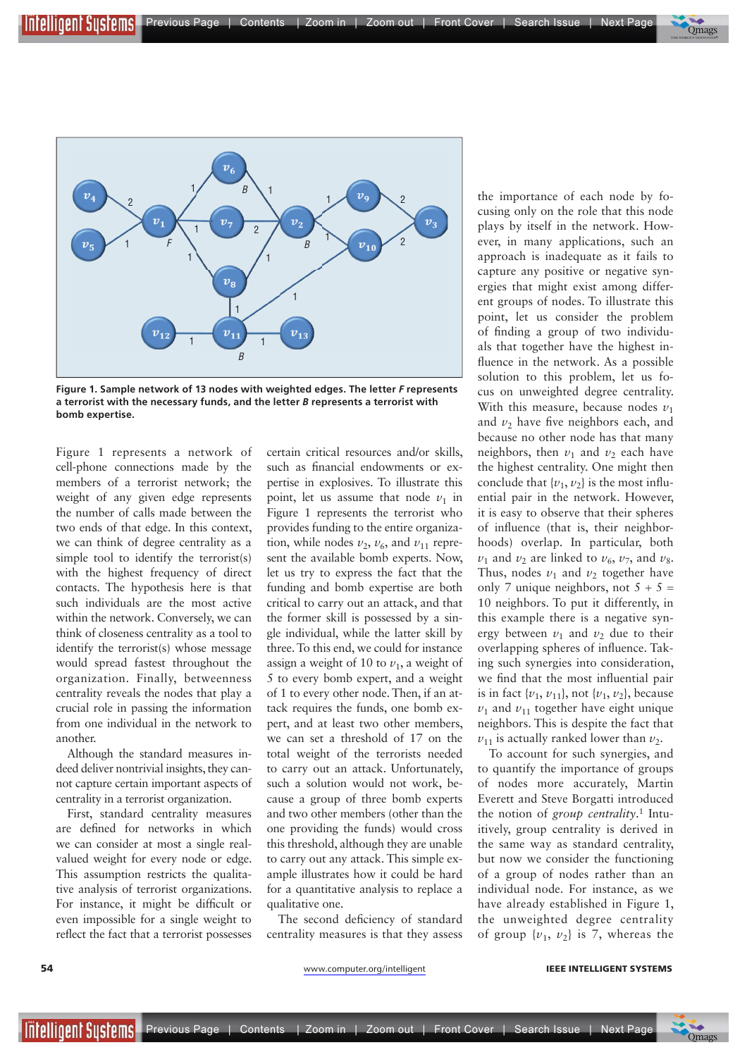**Figure 1. Sample network of 13 nodes with weighted edges. The letter *F* represents a terrorist with the necessary funds, and the letter *B* represents a terrorist with bomb expertise.**

Figure 1 represents a network of cell-phone connections made by the members of a terrorist network; the weight of any given edge represents the number of calls made between the two ends of that edge. In this context, we can think of degree centrality as a simple tool to identify the terrorist(s) with the highest frequency of direct contacts. The hypothesis here is that such individuals are the most active within the network. Conversely, we can think of closeness centrality as a tool to identify the terrorist(s) whose message would spread fastest throughout the organization. Finally, betweenness centrality reveals the nodes that play a crucial role in passing the information from one individual in the network to another.

Although the standard measures indeed deliver nontrivial insights, they cannot capture certain important aspects of centrality in a terrorist organization.

First, standard centrality measures are defined for networks in which we can consider at most a single real-valued weight for every node or edge. This assumption restricts the qualitative analysis of terrorist organizations. For instance, it might be difficult or even impossible for a single weight to reflect the fact that a terrorist possesses certain critical resources and/or skills, such as financial endowments or expertise in explosives. To illustrate this point, let us assume that node $v_1$ in Figure 1 represents the terrorist who provides funding to the entire organization, while nodes $v_2$, $v_6$, and $v_{11}$ represent the available bomb experts. Now, let us try to express the fact that the funding and bomb expertise are both critical to carry out an attack, and that the former skill is possessed by a single individual, while the latter skill by three. To this end, we could for instance assign a weight of 10 to $v_1$, a weight of 5 to every bomb expert, and a weight of 1 to every other node. Then, if an attack requires the funds, one bomb expert, and at least two other members, we can set a threshold of 17 on the total weight of the terrorists needed to carry out an attack. Unfortunately, such a solution would not work, because a group of three bomb experts and two other members (other than the one providing the funds) would cross this threshold, although they are unable to carry out any attack. This simple example illustrates how it could be hard for a quantitative analysis to replace a qualitative one.

The second deficiency of standard centrality measures is that they assess the importance of each node by focusing only on the role that this node plays by itself in the network. However, in many applications, such an approach is inadequate as it fails to capture any positive or negative synergies that might exist among different groups of nodes. To illustrate this point, let us consider the problem of finding a group of two individuals that together have the highest influence in the network. As a possible solution to this problem, let us focus on unweighted degree centrality. With this measure, because nodes $v_1$ and $v_2$ have five neighbors each, and because no other node has that many neighbors, then $v_1$ and $v_2$ each have the highest centrality. One might then conclude that $\{v_1, v_2\}$ is the most influential pair in the network. However, it is easy to observe that their spheres of influence (that is, their neighborhoods) overlap. In particular, both $v_1$ and $v_2$ are linked to $v_6$, $v_7$, and $v_8$. Thus, nodes $v_1$ and $v_2$ together have only 7 unique neighbors, not $5 + 5 = 10$ neighbors. To put it differently, in this example there is a negative synergy between $v_1$ and $v_2$ due to their overlapping spheres of influence. Taking such synergies into consideration, we find that the most influential pair is in fact $\{v_1, v_{11}\}$, not $\{v_1, v_2\}$, because $v_1$ and $v_{11}$ together have eight unique neighbors. This is despite the fact that $v_{11}$ is actually ranked lower than $v_2$.

To account for such synergies, and to quantify the importance of groups of nodes more accurately, Martin Everett and Steve Borgatti introduced the notion of *group centrality*.[1] Intuitively, group centrality is derived in the same way as standard centrality, but now we consider the functioning of a group of nodes rather than an individual node. For instance, as we have already established in Figure 1, the unweighted degree centrality of group $\{v_1, v_2\}$ is 7, whereas the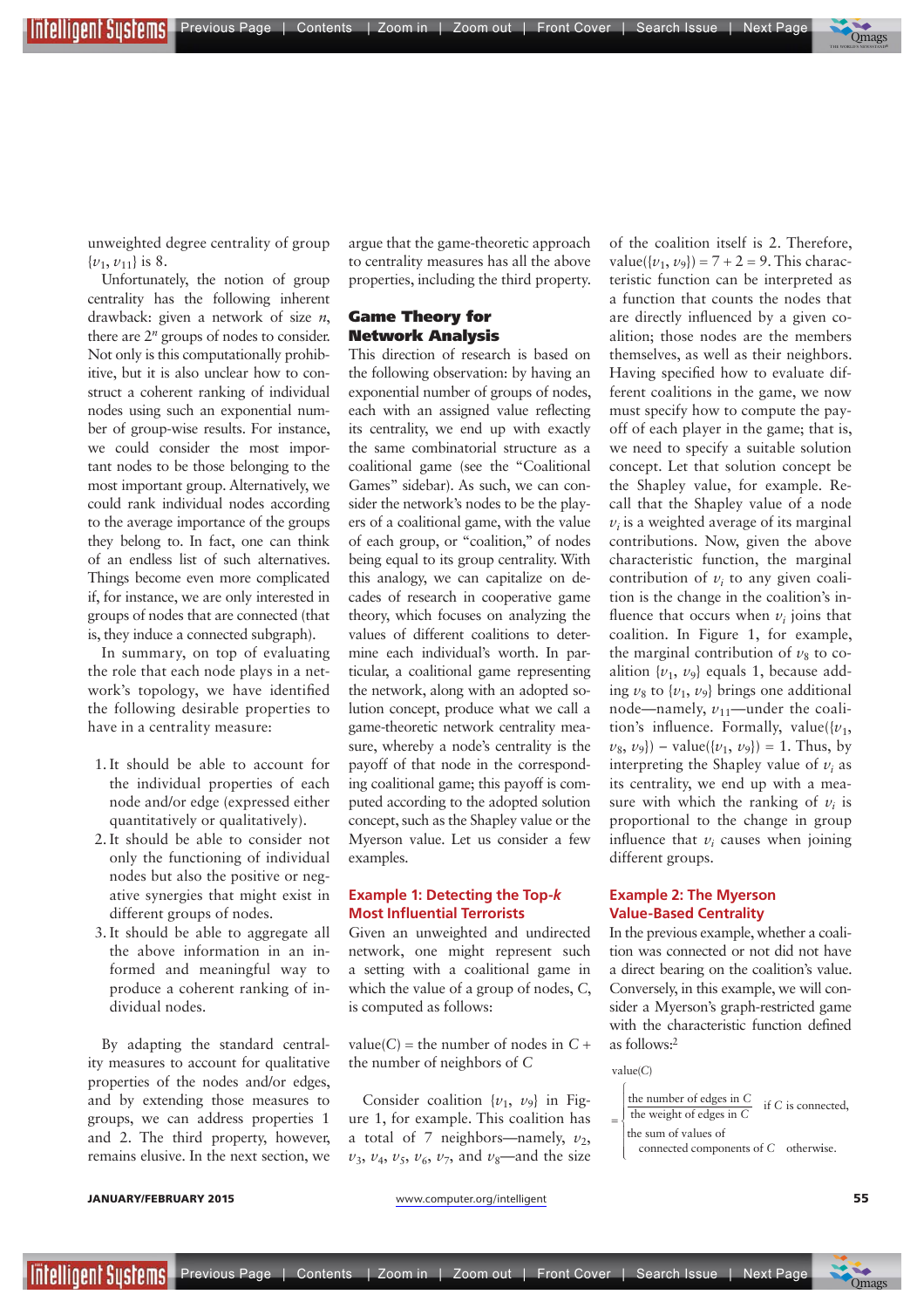unweighted degree centrality of group $\{v_1, v_{11}\}$ is 8.

Unfortunately, the notion of group centrality has the following inherent drawback: given a network of size $n$, there are $2^n$ groups of nodes to consider. Not only is this computationally prohibitive, but it is also unclear how to construct a coherent ranking of individual nodes using such an exponential number of group-wise results. For instance, we could consider the most important nodes to be those belonging to the most important group. Alternatively, we could rank individual nodes according to the average importance of the groups they belong to. In fact, one can think of an endless list of such alternatives. Things become even more complicated if, for instance, we are only interested in groups of nodes that are connected (that is, they induce a connected subgraph).

In summary, on top of evaluating the role that each node plays in a network's topology, we have identified the following desirable properties to have in a centrality measure:

1. It should be able to account for the individual properties of each node and/or edge (expressed either quantitatively or qualitatively).
2. It should be able to consider not only the functioning of individual nodes but also the positive or negative synergies that might exist in different groups of nodes.
3. It should be able to aggregate all the above information in an informed and meaningful way to produce a coherent ranking of individual nodes.

By adapting the standard centrality measures to account for qualitative properties of the nodes and/or edges, and by extending those measures to groups, we can address properties 1 and 2. The third property, however, remains elusive. In the next section, we argue that the game-theoretic approach to centrality measures has all the above properties, including the third property.

## Game Theory for Network Analysis

This direction of research is based on the following observation: by having an exponential number of groups of nodes, each with an assigned value reflecting its centrality, we end up with exactly the same combinatorial structure as a coalitional game (see the "Coalitional Games" sidebar). As such, we can consider the network's nodes to be the players of a coalitional game, with the value of each group, or "coalition," of nodes being equal to its group centrality. With this analogy, we can capitalize on decades of research in cooperative game theory, which focuses on analyzing the values of different coalitions to determine each individual's worth. In particular, a coalitional game representing the network, along with an adopted solution concept, produce what we call a game-theoretic network centrality measure, whereby a node's centrality is the payoff of that node in the corresponding coalitional game; this payoff is computed according to the adopted solution concept, such as the Shapley value or the Myerson value. Let us consider a few examples.

### Example 1: Detecting the Top-$k$ Most Influential Terrorists

Given an unweighted and undirected network, one might represent such a setting with a coalitional game in which the value of a group of nodes, C, is computed as follows:

value(C) = the number of nodes in C + the number of neighbors of C

Consider coalition $\{v_1, v_9\}$ in Figure 1, for example. This coalition has a total of 7 neighbors—namely, $v_2$, $v_3$, $v_4$, $v_5$, $v_6$, $v_7$, and $v_8$—and the size of the coalition itself is 2. Therefore, value($\{v_1, v_9\}$) = 7 + 2 = 9. This characteristic function can be interpreted as a function that counts the nodes that are directly influenced by a given coalition; those nodes are the members themselves, as well as their neighbors. Having specified how to evaluate different coalitions in the game, we now must specify how to compute the payoff of each player in the game; that is, we need to specify a suitable solution concept. Let that solution concept be the Shapley value, for example. Recall that the Shapley value of a node $v_i$ is a weighted average of its marginal contributions. Now, given the above characteristic function, the marginal contribution of $v_i$ to any given coalition is the change in the coalition's influence that occurs when $v_i$ joins that coalition. In Figure 1, for example, the marginal contribution of $v_8$ to coalition $\{v_1, v_9\}$ equals 1, because adding $v_8$ to $\{v_1, v_9\}$ brings one additional node—namely, $v_{11}$—under the coalition's influence. Formally, value($\{v_1, v_8, v_9\}$) – value($\{v_1, v_9\}$) = 1. Thus, by interpreting the Shapley value of $v_i$ as its centrality, we end up with a measure with which the ranking of $v_i$ is proportional to the change in group influence that $v_i$ causes when joining different groups.

### Example 2: The Myerson Value-Based Centrality

In the previous example, whether a coalition was connected or not did not have a direct bearing on the coalition's value. Conversely, in this example, we will consider a Myerson's graph-restricted game with the characteristic function defined as follows:[2]

$$\text{value}(C) = \begin{cases} \dfrac{\text{the number of edges in } C}{\text{the weight of edges in } C} & \text{if } C \text{ is connected,} \\ \text{the sum of values of connected components of } C & \text{otherwise.} \end{cases}$$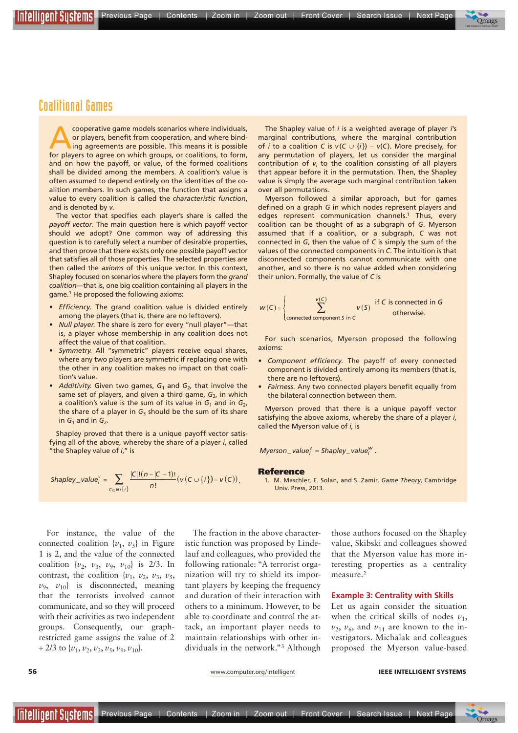## Coalitional Games

A cooperative game models scenarios where individuals, or players, benefit from cooperation, and where binding agreements are possible. This means it is possible for players to agree on which groups, or coalitions, to form, and on how the payoff, or value, of the formed coalitions shall be divided among the members. A coalition's value is often assumed to depend entirely on the identities of the coalition members. In such games, the function that assigns a value to every coalition is called the *characteristic function*, and is denoted by $v$.

The vector that specifies each player's share is called the *payoff vector*. The main question here is which payoff vector should we adopt? One common way of addressing this question is to carefully select a number of desirable properties, and then prove that there exists only one possible payoff vector that satisfies all of those properties. The selected properties are then called the *axioms* of this unique vector. In this context, Shapley focused on scenarios where the players form the *grand coalition*—that is, one big coalition containing all players in the game.[1] He proposed the following axioms:

- *Efficiency.* The grand coalition value is divided entirely among the players (that is, there are no leftovers).
- *Null player.* The share is zero for every "null player"—that is, a player whose membership in any coalition does not affect the value of that coalition.
- *Symmetry.* All "symmetric" players receive equal shares, where any two players are symmetric if replacing one with the other in any coalition makes no impact on that coalition's value.
- *Additivity.* Given two games, $G_1$ and $G_2$, that involve the same set of players, and given a third game, $G_3$, in which a coalition's value is the sum of its value in $G_1$ and in $G_2$, the share of a player in $G_3$ should be the sum of its share in $G_1$ and in $G_2$.

Shapley proved that there is a unique payoff vector satisfying all of the above, whereby the share of a player $i$, called "the Shapley value of $i$," is

$$Shapley\_value_i^v = \sum_{C \subseteq N \setminus \{i\}} \frac{|C|!(n-|C|-1)!}{n!}\left(v(C \cup \{i\}) - v(C)\right).$$

The Shapley value of $i$ is a weighted average of player $i$'s marginal contributions, where the marginal contribution of $i$ to a coalition $C$ is $v(C \cup \{i\}) - v(C)$. More precisely, for any permutation of players, let us consider the marginal contribution of $v_i$ to the coalition consisting of all players that appear before it in the permutation. Then, the Shapley value is simply the average such marginal contribution taken over all permutations.

Myerson followed a similar approach, but for games defined on a graph $G$ in which nodes represent players and edges represent communication channels.[1] Thus, every coalition can be thought of as a subgraph of $G$. Myerson assumed that if a coalition, or a subgraph, $C$ was not connected in $G$, then the value of $C$ is simply the sum of the values of the connected components in $C$. The intuition is that disconnected components cannot communicate with one another, and so there is no value added when considering their union. Formally, the value of $C$ is

$$w(C) = \begin{cases} v(C) & \text{if } C \text{ is connected in } G \\ \sum_{\text{connected component } S \text{ in } C} v(S) & \text{otherwise.} \end{cases}$$

For such scenarios, Myerson proposed the following axioms:

- *Component efficiency.* The payoff of every connected component is divided entirely among its members (that is, there are no leftovers).
- *Fairness.* Any two connected players benefit equally from the bilateral connection between them.

Myerson proved that there is a unique payoff vector satisfying the above axioms, whereby the share of a player $i$, called the Myerson value of $i$, is

$$Myerson\_value_i^v = Shapley\_value_i^w.$$

### Reference

1. M. Maschler, E. Solan, and S. Zamir, *Game Theory*, Cambridge Univ. Press, 2013.

For instance, the value of the connected coalition $\{v_1, v_5\}$ in Figure 1 is 2, and the value of the connected coalition $\{v_2, v_3, v_9, v_{10}\}$ is 2/3. In contrast, the coalition $\{v_1, v_2, v_3, v_5, v_9, v_{10}\}$ is disconnected, meaning that the terrorists involved cannot communicate, and so they will proceed with their activities as two independent groups. Consequently, our graph-restricted game assigns the value of 2 + 2/3 to $\{v_1, v_2, v_3, v_5, v_9, v_{10}\}$.

The fraction in the above characteristic function was proposed by Lindelauf and colleagues, who provided the following rationale: "A terrorist organization will try to shield its important players by keeping the frequency and duration of their interaction with others to a minimum. However, to be able to coordinate and control the attack, an important player needs to maintain relationships with other individuals in the network."[3] Although those authors focused on the Shapley value, Skibski and colleagues showed that the Myerson value has more interesting properties as a centrality measure.[2]

### Example 3: Centrality with Skills

Let us again consider the situation when the critical skills of nodes $v_1$, $v_2$, $v_6$, and $v_{11}$ are known to the investigators. Michalak and colleagues proposed the Myerson value-based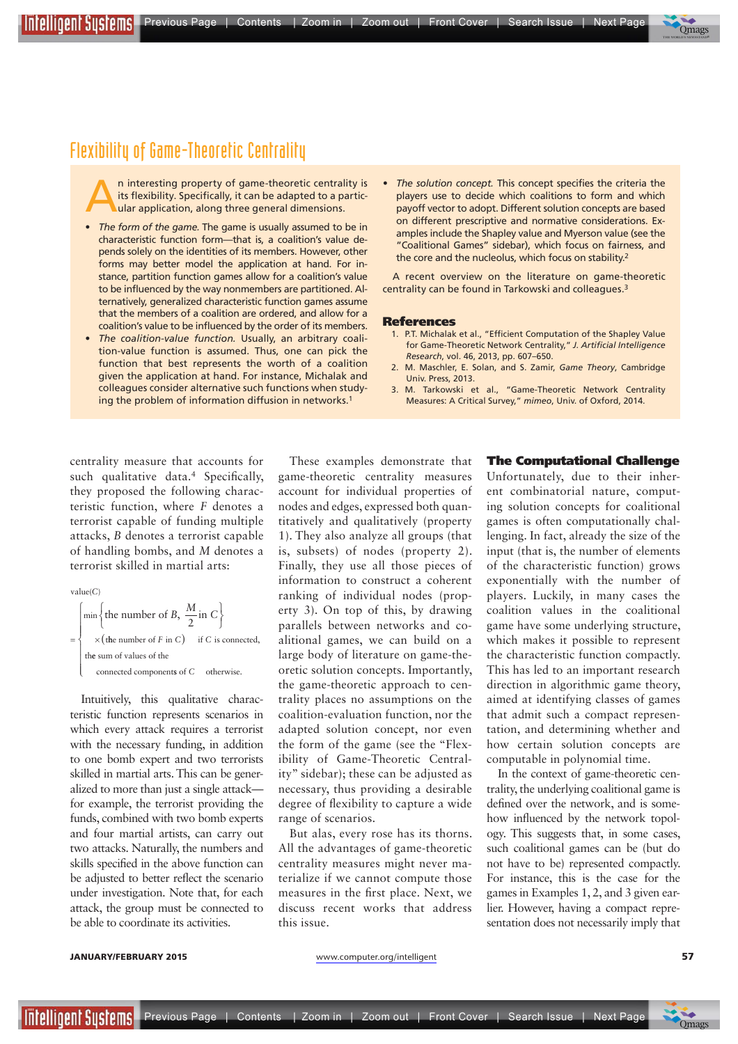## Flexibility of Game-Theoretic Centrality

An interesting property of game-theoretic centrality is its flexibility. Specifically, it can be adapted to a particular application, along three general dimensions.

- *The form of the game.* The game is usually assumed to be in characteristic function form—that is, a coalition's value depends solely on the identities of its members. However, other forms may better model the application at hand. For instance, partition function games allow for a coalition's value to be influenced by the way nonmembers are partitioned. Alternatively, generalized characteristic function games assume that the members of a coalition are ordered, and allow for a coalition's value to be influenced by the order of its members.
- *The coalition-value function.* Usually, an arbitrary coalition-value function is assumed. Thus, one can pick the function that best represents the worth of a coalition given the application at hand. For instance, Michalak and colleagues consider alternative such functions when studying the problem of information diffusion in networks.[1]
- *The solution concept.* This concept specifies the criteria the players use to decide which coalitions to form and which payoff vector to adopt. Different solution concepts are based on different prescriptive and normative considerations. Examples include the Shapley value and Myerson value (see the "Coalitional Games" sidebar), which focus on fairness, and the core and the nucleolus, which focus on stability.[2]

A recent overview on the literature on game-theoretic centrality can be found in Tarkowski and colleagues.[3]

### References

1. P.T. Michalak et al., "Efficient Computation of the Shapley Value for Game-Theoretic Network Centrality," *J. Artificial Intelligence Research*, vol. 46, 2013, pp. 607–650.
2. M. Maschler, E. Solan, and S. Zamir, *Game Theory*, Cambridge Univ. Press, 2013.
3. M. Tarkowski et al., "Game-Theoretic Network Centrality Measures: A Critical Survey," *mimeo*, Univ. of Oxford, 2014.

---

centrality measure that accounts for such qualitative data.[4] Specifically, they proposed the following characteristic function, where $F$ denotes a terrorist capable of funding multiple attacks, $B$ denotes a terrorist capable of handling bombs, and $M$ denotes a terrorist skilled in martial arts:

$$\text{value}(C) = \begin{cases} \min\left\{\text{the number of } B, \dfrac{M}{2} \text{in } C\right\} \\ \quad \times (\text{the number of } F \text{ in } C) & \text{if } C \text{ is connected,} \\ \text{the sum of values of the} \\ \quad \text{connected components of } C & \text{otherwise.} \end{cases}$$

Intuitively, this qualitative characteristic function represents scenarios in which every attack requires a terrorist with the necessary funding, in addition to one bomb expert and two terrorists skilled in martial arts. This can be generalized to more than just a single attack—for example, the terrorist providing the funds, combined with two bomb experts and four martial artists, can carry out two attacks. Naturally, the numbers and skills specified in the above function can be adjusted to better reflect the scenario under investigation. Note that, for each attack, the group must be connected to be able to coordinate its activities.

These examples demonstrate that game-theoretic centrality measures account for individual properties of nodes and edges, expressed both quantitatively and qualitatively (property 1). They also analyze all groups (that is, subsets) of nodes (property 2). Finally, they use all those pieces of information to construct a coherent ranking of individual nodes (property 3). On top of this, by drawing parallels between networks and coalitional games, we can build on a large body of literature on game-theoretic solution concepts. Importantly, the game-theoretic approach to centrality places no assumptions on the coalition-evaluation function, nor the adapted solution concept, nor even the form of the game (see the "Flexibility of Game-Theoretic Centrality" sidebar); these can be adjusted as necessary, thus providing a desirable degree of flexibility to capture a wide range of scenarios.

But alas, every rose has its thorns. All the advantages of game-theoretic centrality measures might never materialize if we cannot compute those measures in the first place. Next, we discuss recent works that address this issue.

## The Computational Challenge

Unfortunately, due to their inherent combinatorial nature, computing solution concepts for coalitional games is often computationally challenging. In fact, already the size of the input (that is, the number of elements of the characteristic function) grows exponentially with the number of players. Luckily, in many cases the coalition values in the coalitional game have some underlying structure, which makes it possible to represent the characteristic function compactly. This has led to an important research direction in algorithmic game theory, aimed at identifying classes of games that admit such a compact representation, and determining whether and how certain solution concepts are computable in polynomial time.

In the context of game-theoretic centrality, the underlying coalitional game is defined over the network, and is somehow influenced by the network topology. This suggests that, in some cases, such coalitional games can be (but do not have to be) represented compactly. For instance, this is the case for the games in Examples 1, 2, and 3 given earlier. However, having a compact representation does not necessarily imply that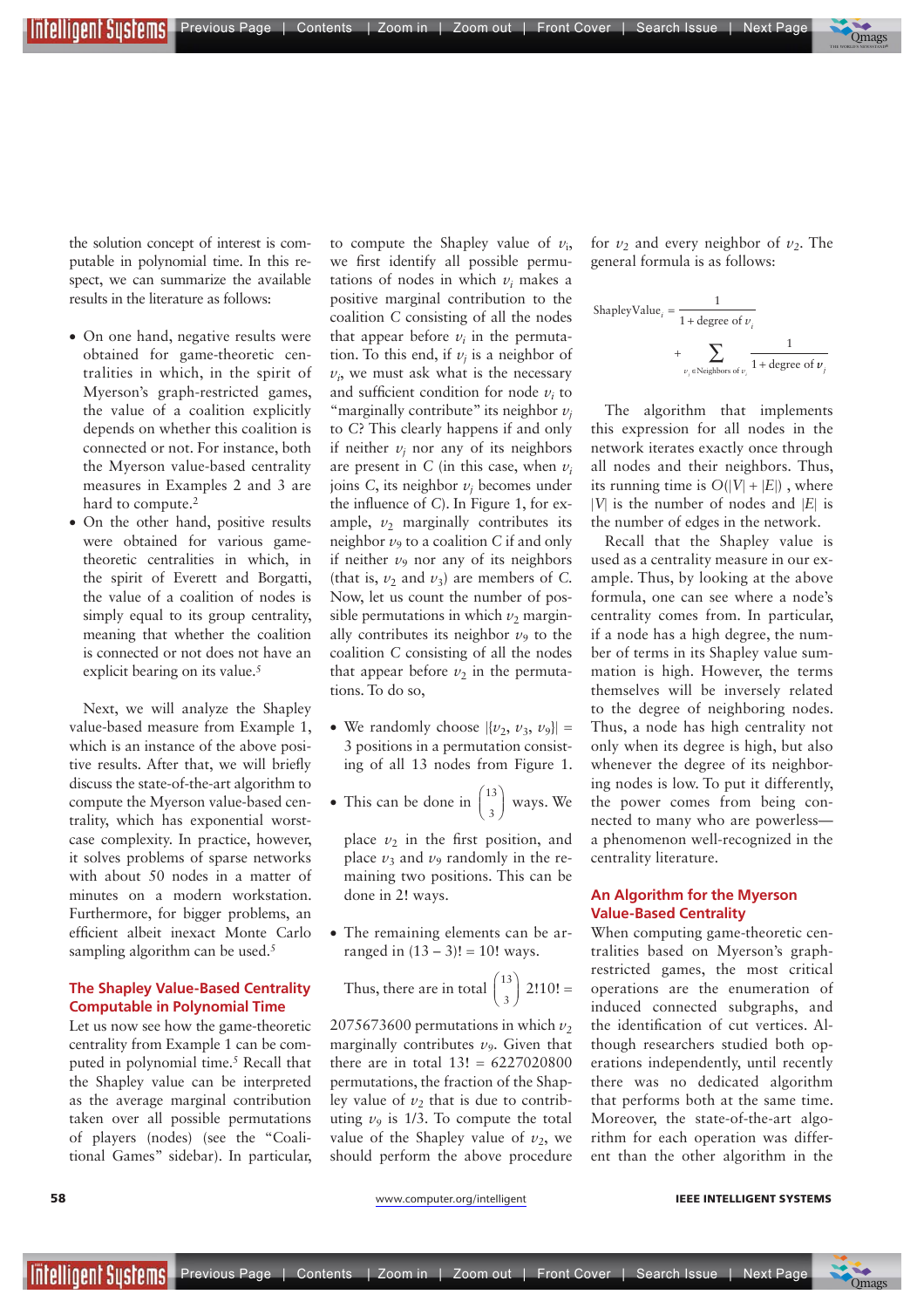the solution concept of interest is computable in polynomial time. In this respect, we can summarize the available results in the literature as follows:

- On one hand, negative results were obtained for game-theoretic centralities in which, in the spirit of Myerson's graph-restricted games, the value of a coalition explicitly depends on whether this coalition is connected or not. For instance, both the Myerson value-based centrality measures in Examples 2 and 3 are hard to compute.[2]
- On the other hand, positive results were obtained for various game-theoretic centralities in which, in the spirit of Everett and Borgatti, the value of a coalition of nodes is simply equal to its group centrality, meaning that whether the coalition is connected or not does not have an explicit bearing on its value.[5]

Next, we will analyze the Shapley value-based measure from Example 1, which is an instance of the above positive results. After that, we will briefly discuss the state-of-the-art algorithm to compute the Myerson value-based centrality, which has exponential worst-case complexity. In practice, however, it solves problems of sparse networks with about 50 nodes in a matter of minutes on a modern workstation. Furthermore, for bigger problems, an efficient albeit inexact Monte Carlo sampling algorithm can be used.[5]

## The Shapley Value-Based Centrality Computable in Polynomial Time

Let us now see how the game-theoretic centrality from Example 1 can be computed in polynomial time.[5] Recall that the Shapley value can be interpreted as the average marginal contribution taken over all possible permutations of players (nodes) (see the "Coalitional Games" sidebar). In particular, to compute the Shapley value of $v_i$, we first identify all possible permutations of nodes in which $v_i$ makes a positive marginal contribution to the coalition $C$ consisting of all the nodes that appear before $v_i$ in the permutation. To this end, if $v_j$ is a neighbor of $v_i$, we must ask what is the necessary and sufficient condition for node $v_i$ to "marginally contribute" its neighbor $v_j$ to $C$? This clearly happens if and only if neither $v_j$ nor any of its neighbors are present in $C$ (in this case, when $v_i$ joins $C$, its neighbor $v_j$ becomes under the influence of $C$). In Figure 1, for example, $v_2$ marginally contributes its neighbor $v_9$ to a coalition $C$ if and only if neither $v_9$ nor any of its neighbors (that is, $v_2$ and $v_3$) are members of $C$. Now, let us count the number of possible permutations in which $v_2$ marginally contributes its neighbor $v_9$ to the coalition $C$ consisting of all the nodes that appear before $v_2$ in the permutations. To do so,

- We randomly choose $|\{v_2, v_3, v_9\}| = 3$ positions in a permutation consisting of all 13 nodes from Figure 1.
- This can be done in $\binom{13}{3}$ ways. We place $v_2$ in the first position, and place $v_3$ and $v_9$ randomly in the remaining two positions. This can be done in 2! ways.
- The remaining elements can be arranged in $(13 - 3)! = 10!$ ways.

Thus, there are in total $\binom{13}{3} 2!10! = 2075673600$ permutations in which $v_2$ marginally contributes $v_9$. Given that there are in total $13! = 6227020800$ permutations, the fraction of the Shapley value of $v_2$ that is due to contributing $v_9$ is 1/3. To compute the total value of the Shapley value of $v_2$, we should perform the above procedure for $v_2$ and every neighbor of $v_2$. The general formula is as follows:

$$\text{ShapleyValue}_i = \frac{1}{1 + \text{degree of } v_i} + \sum_{v_j \in \text{Neighbors of } v_i} \frac{1}{1 + \text{degree of } v_j}$$

The algorithm that implements this expression for all nodes in the network iterates exactly once through all nodes and their neighbors. Thus, its running time is $O(|V| + |E|)$, where $|V|$ is the number of nodes and $|E|$ is the number of edges in the network.

Recall that the Shapley value is used as a centrality measure in our example. Thus, by looking at the above formula, one can see where a node's centrality comes from. In particular, if a node has a high degree, the number of terms in its Shapley value summation is high. However, the terms themselves will be inversely related to the degree of neighboring nodes. Thus, a node has high centrality not only when its degree is high, but also whenever the degree of its neighboring nodes is low. To put it differently, the power comes from being connected to many who are powerless—a phenomenon well-recognized in the centrality literature.

## An Algorithm for the Myerson Value-Based Centrality

When computing game-theoretic centralities based on Myerson's graph-restricted games, the most critical operations are the enumeration of induced connected subgraphs, and the identification of cut vertices. Although researchers studied both operations independently, until recently there was no dedicated algorithm that performs both at the same time. Moreover, the state-of-the-art algorithm for each operation was different than the other algorithm in the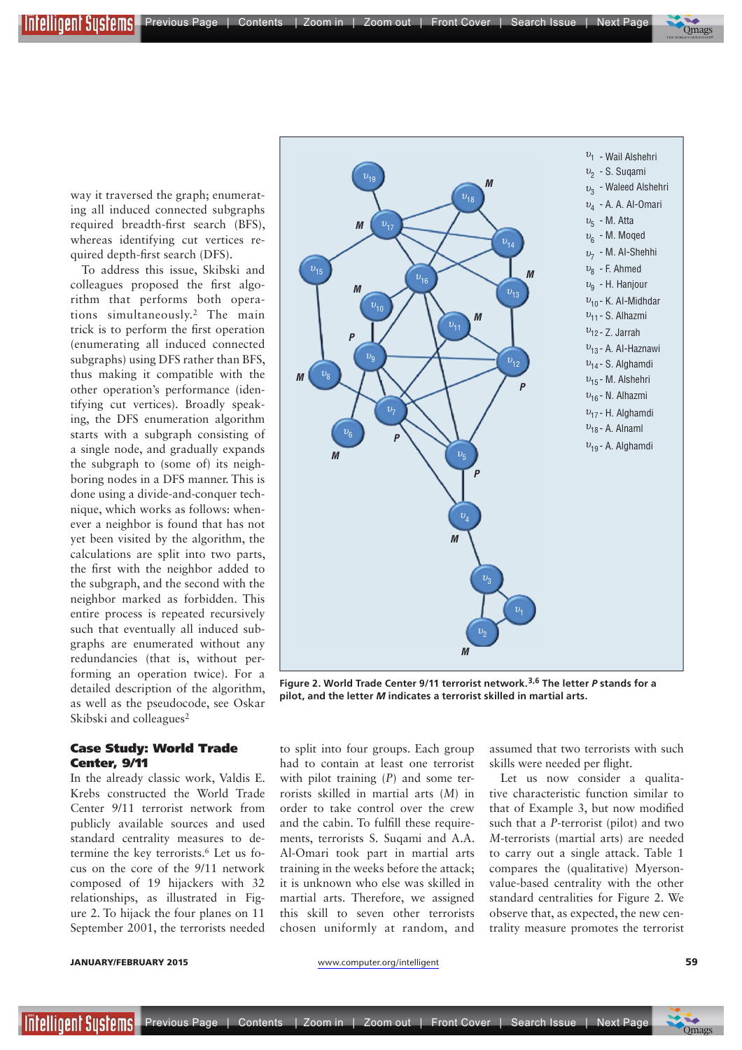way it traversed the graph; enumerating all induced connected subgraphs required breadth-first search (BFS), whereas identifying cut vertices required depth-first search (DFS).

To address this issue, Skibski and colleagues proposed the first algorithm that performs both operations simultaneously.[2] The main trick is to perform the first operation (enumerating all induced connected subgraphs) using DFS rather than BFS, thus making it compatible with the other operation's performance (identifying cut vertices). Broadly speaking, the DFS enumeration algorithm starts with a subgraph consisting of a single node, and gradually expands the subgraph to (some of) its neighboring nodes in a DFS manner. This is done using a divide-and-conquer technique, which works as follows: whenever a neighbor is found that has not yet been visited by the algorithm, the calculations are split into two parts, the first with the neighbor added to the subgraph, and the second with the neighbor marked as forbidden. This entire process is repeated recursively such that eventually all induced subgraphs are enumerated without any redundancies (that is, without performing an operation twice). For a detailed description of the algorithm, as well as the pseudocode, see Oskar Skibski and colleagues[2]

$v_1$ - Wail Alshehri
$v_2$ - S. Suqami
$v_3$ - Waleed Alshehri
$v_4$ - A. A. Al-Omari
$v_5$ - M. Atta
$v_6$ - M. Moqed
$v_7$ - M. Al-Shehhi
$v_8$ - F. Ahmed
$v_9$ - H. Hanjour
$v_{10}$ - K. Al-Midhdar
$v_{11}$ - S. Alhazmi
$v_{12}$ - Z. Jarrah
$v_{13}$ - A. Al-Haznawi
$v_{14}$ - S. Alghamdi
$v_{15}$ - M. Alshehri
$v_{16}$ - N. Alhazmi
$v_{17}$ - H. Alghamdi
$v_{18}$ - A. Alnaml
$v_{19}$ - A. Alghamdi

**Figure 2. World Trade Center 9/11 terrorist network.[3,6] The letter *P* stands for a pilot, and the letter *M* indicates a terrorist skilled in martial arts.**

### Case Study: World Trade Center, 9/11

In the already classic work, Valdis E. Krebs constructed the World Trade Center 9/11 terrorist network from publicly available sources and used standard centrality measures to determine the key terrorists.[6] Let us focus on the core of the 9/11 network composed of 19 hijackers with 32 relationships, as illustrated in Figure 2. To hijack the four planes on 11 September 2001, the terrorists needed to split into four groups. Each group had to contain at least one terrorist with pilot training (*P*) and some terrorists skilled in martial arts (*M*) in order to take control over the crew and the cabin. To fulfill these requirements, terrorists S. Suqami and A.A. Al-Omari took part in martial arts training in the weeks before the attack; it is unknown who else was skilled in martial arts. Therefore, we assigned this skill to seven other terrorists chosen uniformly at random, and assumed that two terrorists with such skills were needed per flight.

Let us now consider a qualitative characteristic function similar to that of Example 3, but now modified such that a *P*-terrorist (pilot) and two *M*-terrorists (martial arts) are needed to carry out a single attack. Table 1 compares the (qualitative) Myerson-value-based centrality with the other standard centralities for Figure 2. We observe that, as expected, the new centrality measure promotes the terrorist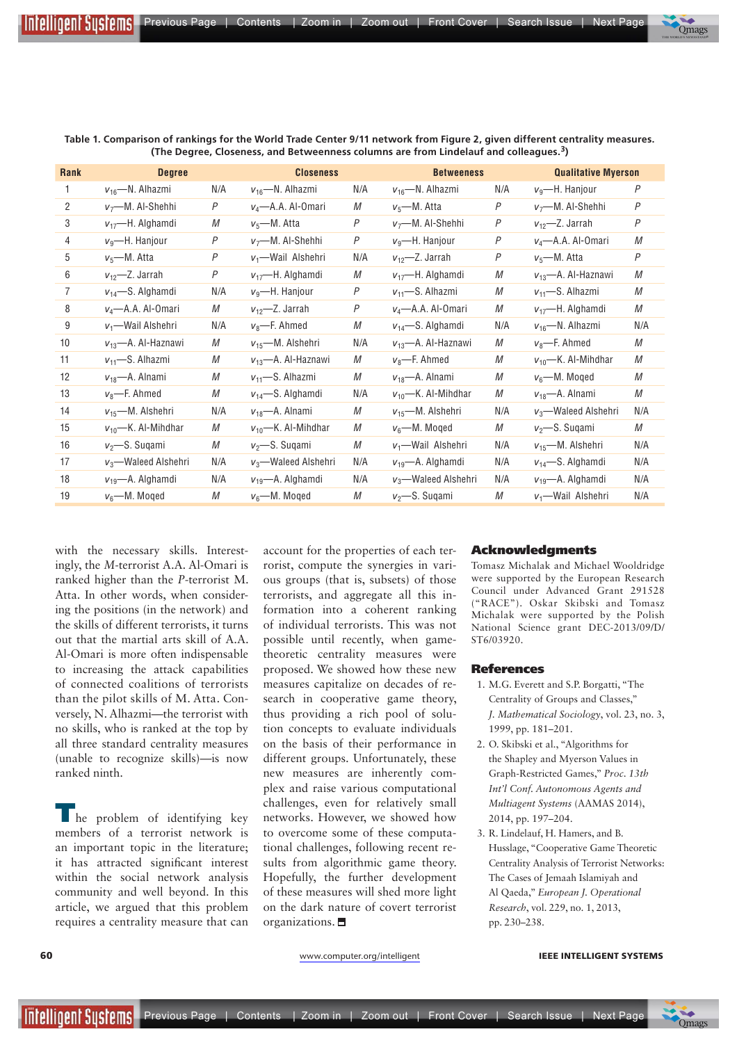**Table 1. Comparison of rankings for the World Trade Center 9/11 network from Figure 2, given different centrality measures. (The Degree, Closeness, and Betweenness columns are from Lindelauf and colleagues.[3])**

| Rank | Degree | | Closeness | | Betweeness | | Qualitative Myerson | |
|---|---|---|---|---|---|---|---|---|
| 1 | $v_{16}$—N. Alhazmi | N/A | $v_{16}$—N. Alhazmi | N/A | $v_{16}$—N. Alhazmi | N/A | $v_9$—H. Hanjour | *P* |
| 2 | $v_7$—M. Al-Shehhi | *P* | $v_4$—A.A. Al-Omari | *M* | $v_5$—M. Atta | *P* | $v_7$—M. Al-Shehhi | *P* |
| 3 | $v_{17}$—H. Alghamdi | *M* | $v_5$—M. Atta | *P* | $v_7$—M. Al-Shehhi | *P* | $v_{12}$—Z. Jarrah | *P* |
| 4 | $v_9$—H. Hanjour | *P* | $v_7$—M. Al-Shehhi | *P* | $v_9$—H. Hanjour | *P* | $v_4$—A.A. Al-Omari | *M* |
| 5 | $v_5$—M. Atta | *P* | $v_1$—Wail Alshehri | N/A | $v_{12}$—Z. Jarrah | *P* | $v_5$—M. Atta | *P* |
| 6 | $v_{12}$—Z. Jarrah | *P* | $v_{17}$—H. Alghamdi | *M* | $v_{17}$—H. Alghamdi | *M* | $v_{13}$—A. Al-Haznawi | *M* |
| 7 | $v_{14}$—S. Alghamdi | N/A | $v_9$—H. Hanjour | *P* | $v_{11}$—S. Alhazmi | *M* | $v_{11}$—S. Alhazmi | *M* |
| 8 | $v_4$—A.A. Al-Omari | *M* | $v_{12}$—Z. Jarrah | *P* | $v_4$—A.A. Al-Omari | *M* | $v_{17}$—H. Alghamdi | *M* |
| 9 | $v_1$—Wail Alshehri | N/A | $v_8$—F. Ahmed | *M* | $v_{14}$—S. Alghamdi | N/A | $v_{16}$—N. Alhazmi | N/A |
| 10 | $v_{13}$—A. Al-Haznawi | *M* | $v_{15}$—M. Alshehri | N/A | $v_{13}$—A. Al-Haznawi | *M* | $v_8$—F. Ahmed | *M* |
| 11 | $v_{11}$—S. Alhazmi | *M* | $v_{13}$—A. Al-Haznawi | *M* | $v_8$—F. Ahmed | *M* | $v_{10}$—K. Al-Mihdhar | *M* |
| 12 | $v_{18}$—A. Alnami | *M* | $v_{11}$—S. Alhazmi | *M* | $v_{18}$—A. Alnami | *M* | $v_6$—M. Moqed | *M* |
| 13 | $v_8$—F. Ahmed | *M* | $v_{14}$—S. Alghamdi | N/A | $v_{10}$—K. Al-Mihdhar | *M* | $v_{18}$—A. Alnami | *M* |
| 14 | $v_{15}$—M. Alshehri | N/A | $v_{18}$—A. Alnami | *M* | $v_{15}$—M. Alshehri | N/A | $v_3$—Waleed Alshehri | N/A |
| 15 | $v_{10}$—K. Al-Mihdhar | *M* | $v_{10}$—K. Al-Mihdhar | *M* | $v_6$—M. Moqed | *M* | $v_2$—S. Suqami | *M* |
| 16 | $v_2$—S. Suqami | *M* | $v_2$—S. Suqami | *M* | $v_1$—Wail Alshehri | N/A | $v_{15}$—M. Alshehri | N/A |
| 17 | $v_3$—Waleed Alshehri | N/A | $v_3$—Waleed Alshehri | N/A | $v_{19}$—A. Alghamdi | N/A | $v_{14}$—S. Alghamdi | N/A |
| 18 | $v_{19}$—A. Alghamdi | N/A | $v_{19}$—A. Alghamdi | N/A | $v_3$—Waleed Alshehri | N/A | $v_{19}$—A. Alghamdi | N/A |
| 19 | $v_6$—M. Moqed | *M* | $v_6$—M. Moqed | *M* | $v_2$—S. Suqami | *M* | $v_1$—Wail Alshehri | N/A |

with the necessary skills. Interestingly, the *M*-terrorist A.A. Al-Omari is ranked higher than the *P*-terrorist M. Atta. In other words, when considering the positions (in the network) and the skills of different terrorists, it turns out that the martial arts skill of A.A. Al-Omari is more often indispensable to increasing the attack capabilities of connected coalitions of terrorists than the pilot skills of M. Atta. Conversely, N. Alhazmi—the terrorist with no skills, who is ranked at the top by all three standard centrality measures (unable to recognize skills)—is now ranked ninth.

The problem of identifying key members of a terrorist network is an important topic in the literature; it has attracted significant interest within the social network analysis community and well beyond. In this article, we argued that this problem requires a centrality measure that can account for the properties of each terrorist, compute the synergies in various groups (that is, subsets) of those terrorists, and aggregate all this information into a coherent ranking of individual terrorists. This was not possible until recently, when game-theoretic centrality measures were proposed. We showed how these new measures capitalize on decades of research in cooperative game theory, thus providing a rich pool of solution concepts to evaluate individuals on the basis of their performance in different groups. Unfortunately, these new measures are inherently complex and raise various computational challenges, even for relatively small networks. However, we showed how to overcome some of these computational challenges, following recent results from algorithmic game theory. Hopefully, the further development of these measures will shed more light on the dark nature of covert terrorist organizations.

## Acknowledgments

Tomasz Michalak and Michael Wooldridge were supported by the European Research Council under Advanced Grant 291528 ("RACE"). Oskar Skibski and Tomasz Michalak were supported by the Polish National Science grant DEC-2013/09/D/ST6/03920.

## References

1. M.G. Everett and S.P. Borgatti, "The Centrality of Groups and Classes," *J. Mathematical Sociology*, vol. 23, no. 3, 1999, pp. 181–201.
2. O. Skibski et al., "Algorithms for the Shapley and Myerson Values in Graph-Restricted Games," *Proc. 13th Int'l Conf. Autonomous Agents and Multiagent Systems* (AAMAS 2014), 2014, pp. 197–204.
3. R. Lindelauf, H. Hamers, and B. Husslage, "Cooperative Game Theoretic Centrality Analysis of Terrorist Networks: The Cases of Jemaah Islamiyah and Al Qaeda," *European J. Operational Research*, vol. 229, no. 1, 2013, pp. 230–238.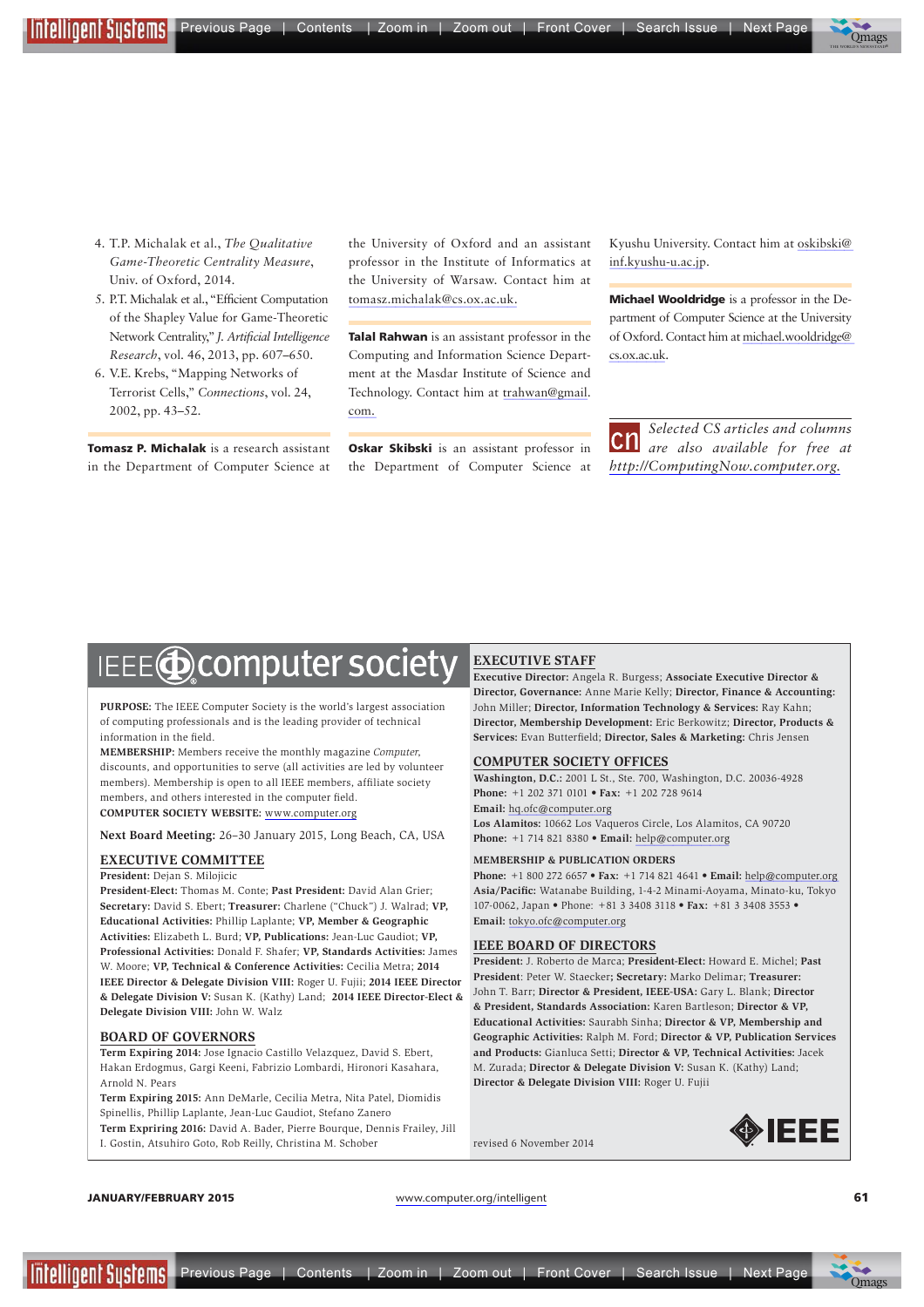4. T.P. Michalak et al., *The Qualitative Game-Theoretic Centrality Measure*, Univ. of Oxford, 2014.
5. P.T. Michalak et al., "Efficient Computation of the Shapley Value for Game-Theoretic Network Centrality," *J. Artificial Intelligence Research*, vol. 46, 2013, pp. 607–650.
6. V.E. Krebs, "Mapping Networks of Terrorist Cells," *Connections*, vol. 24, 2002, pp. 43–52.

**Tomasz P. Michalak** is a research assistant in the Department of Computer Science at the University of Oxford and an assistant professor in the Institute of Informatics at the University of Warsaw. Contact him at tomasz.michalak@cs.ox.ac.uk.

**Talal Rahwan** is an assistant professor in the Computing and Information Science Department at the Masdar Institute of Science and Technology. Contact him at trahwan@gmail.com.

**Oskar Skibski** is an assistant professor in the Department of Computer Science at Kyushu University. Contact him at oskibski@inf.kyushu-u.ac.jp.

**Michael Wooldridge** is a professor in the Department of Computer Science at the University of Oxford. Contact him at michael.wooldridge@cs.ox.ac.uk.

*Selected CS articles and columns are also available for free at http://ComputingNow.computer.org.*

---

# IEEE computer society

**PURPOSE:** The IEEE Computer Society is the world's largest association of computing professionals and is the leading provider of technical information in the field.

**MEMBERSHIP:** Members receive the monthly magazine *Computer*, discounts, and opportunities to serve (all activities are led by volunteer members). Membership is open to all IEEE members, affiliate society members, and others interested in the computer field.

**COMPUTER SOCIETY WEBSITE:** www.computer.org

**Next Board Meeting:** 26–30 January 2015, Long Beach, CA, USA

## EXECUTIVE COMMITTEE

**President:** Dejan S. Milojicic

**President-Elect:** Thomas M. Conte; **Past President:** David Alan Grier; **Secretary:** David S. Ebert; **Treasurer:** Charlene ("Chuck") J. Walrad; **VP, Educational Activities:** Phillip Laplante; **VP, Member & Geographic Activities:** Elizabeth L. Burd; **VP, Publications:** Jean-Luc Gaudiot; **VP, Professional Activities:** Donald F. Shafer; **VP, Standards Activities:** James W. Moore; **VP, Technical & Conference Activities:** Cecilia Metra; **2014 IEEE Director & Delegate Division VIII:** Roger U. Fujii; **2014 IEEE Director & Delegate Division V:** Susan K. (Kathy) Land; **2014 IEEE Director-Elect & Delegate Division VIII:** John W. Walz

## BOARD OF GOVERNORS

**Term Expiring 2014:** Jose Ignacio Castillo Velazquez, David S. Ebert, Hakan Erdogmus, Gargi Keeni, Fabrizio Lombardi, Hironori Kasahara, Arnold N. Pears

**Term Expiring 2015:** Ann DeMarle, Cecilia Metra, Nita Patel, Diomidis Spinellis, Phillip Laplante, Jean-Luc Gaudiot, Stefano Zanero

**Term Expriring 2016:** David A. Bader, Pierre Bourque, Dennis Frailey, Jill I. Gostin, Atsuhiro Goto, Rob Reilly, Christina M. Schober

## EXECUTIVE STAFF

**Executive Director:** Angela R. Burgess; **Associate Executive Director & Director, Governance:** Anne Marie Kelly; **Director, Finance & Accounting:** John Miller; **Director, Information Technology & Services:** Ray Kahn; **Director, Membership Development:** Eric Berkowitz; **Director, Products & Services:** Evan Butterfield; **Director, Sales & Marketing:** Chris Jensen

## COMPUTER SOCIETY OFFICES

**Washington, D.C.:** 2001 L St., Ste. 700, Washington, D.C. 20036-4928

**Phone:** +1 202 371 0101 • **Fax:** +1 202 728 9614

**Email:** hq.ofc@computer.org

**Los Alamitos:** 10662 Los Vaqueros Circle, Los Alamitos, CA 90720

**Phone:** +1 714 821 8380 • **Email:** help@computer.org

**MEMBERSHIP & PUBLICATION ORDERS**

**Phone:** +1 800 272 6657 • **Fax:** +1 714 821 4641 • **Email:** help@computer.org

**Asia/Pacific:** Watanabe Building, 1-4-2 Minami-Aoyama, Minato-ku, Tokyo 107-0062, Japan • Phone: +81 3 3408 3118 • **Fax:** +81 3 3408 3553 •

**Email:** tokyo.ofc@computer.org

## IEEE BOARD OF DIRECTORS

**President:** J. Roberto de Marca; **President-Elect:** Howard E. Michel; **Past President**: Peter W. Staecker; **Secretary:** Marko Delimar; **Treasurer:** John T. Barr; **Director & President, IEEE-USA:** Gary L. Blank; **Director & President, Standards Association:** Karen Bartleson; **Director & VP, Educational Activities:** Saurabh Sinha; **Director & VP, Membership and Geographic Activities:** Ralph M. Ford; **Director & VP, Publication Services and Products:** Gianluca Setti; **Director & VP, Technical Activities:** Jacek M. Zurada; **Director & Delegate Division V:** Susan K. (Kathy) Land; **Director & Delegate Division VIII:** Roger U. Fujii

revised 6 November 2014